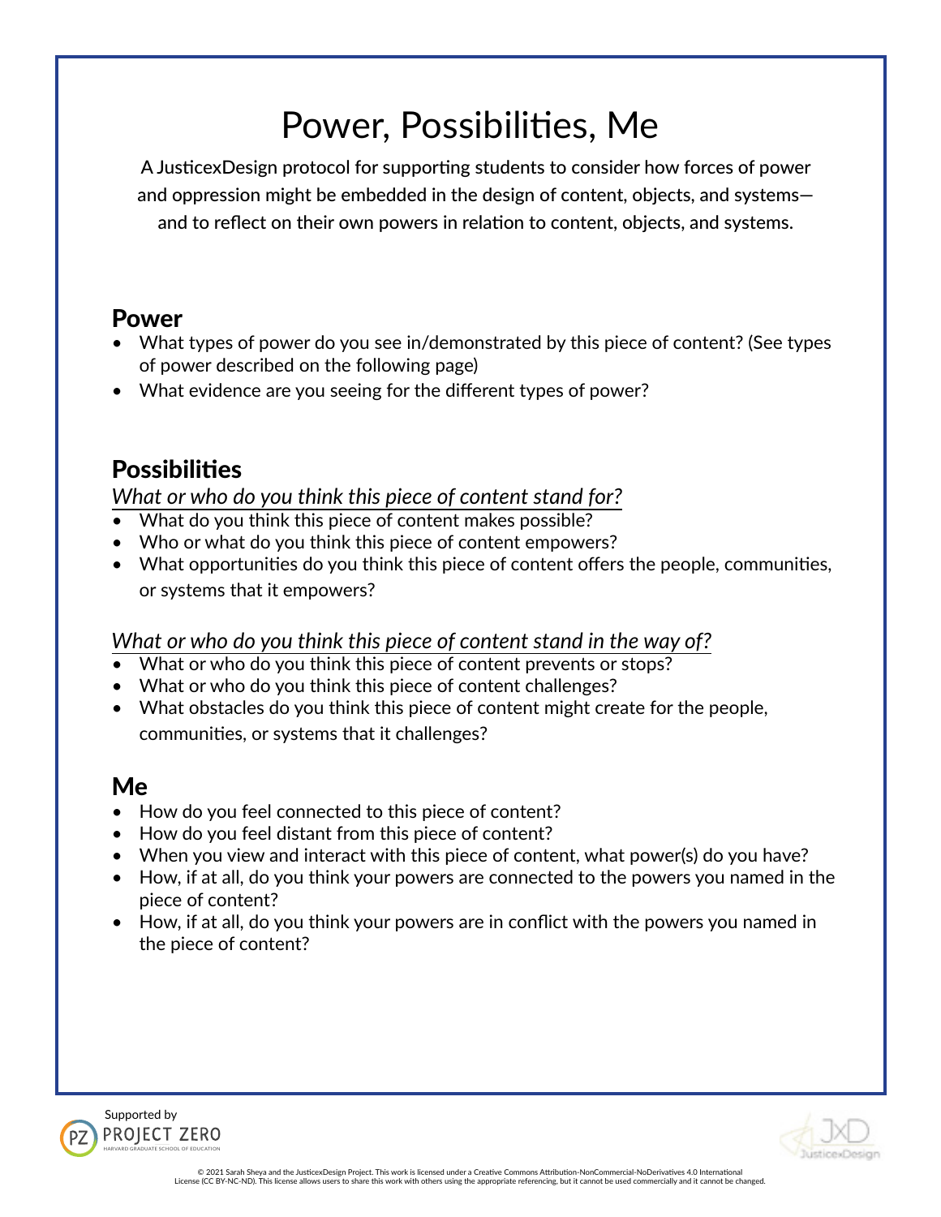# Power, Possibilities, Me

A JusticexDesign protocol for supporting students to consider how forces of power and oppression might be embedded in the design of content, objects, and systems—and to reflect on their own powers in relation to content, objects, and systems.

## Power

- What types of power do you see in/demonstrated by this piece of content? (See types of power described on the following page)
- What evidence are you seeing for the different types of power?

## Possibilities

*What or who do you think this piece of content stand for?*

- What do you think this piece of content makes possible?
- Who or what do you think this piece of content empowers?
- What opportunities do you think this piece of content offers the people, communities, or systems that it empowers?

*What or who do you think this piece of content stand in the way of?*

- What or who do you think this piece of content prevents or stops?
- What or who do you think this piece of content challenges?
- What obstacles do you think this piece of content might create for the people, communities, or systems that it challenges?

## Me

- How do you feel connected to this piece of content?
- How do you feel distant from this piece of content?
- When you view and interact with this piece of content, what power(s) do you have?
- How, if at all, do you think your powers are connected to the powers you named in the piece of content?
- How, if at all, do you think your powers are in conflict with the powers you named in the piece of content?

Supported by PROJECT ZERO HARVARD GRADUATE SCHOOL OF EDUCATION

© 2021 Sarah Sheya and the JusticexDesign Project. This work is licensed under a Creative Commons Attribution-NonCommercial-NoDerivatives 4.0 International License (CC BY-NC-ND). This license allows users to share this work with others using the appropriate referencing, but it cannot be used commercially and it cannot be changed.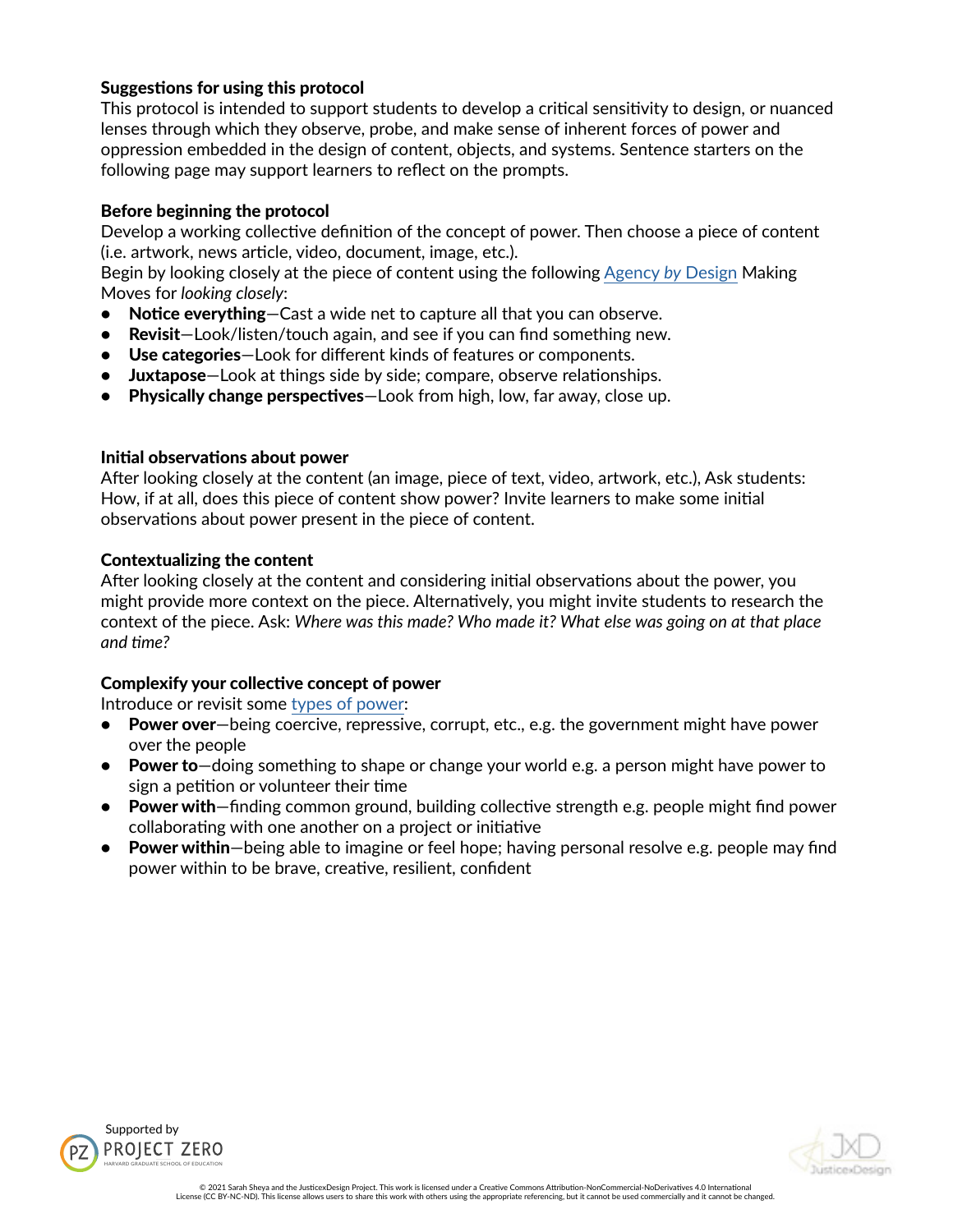### Suggestions for using this protocol

This protocol is intended to support students to develop a critical sensitivity to design, or nuanced lenses through which they observe, probe, and make sense of inherent forces of power and oppression embedded in the design of content, objects, and systems. Sentence starters on the following page may support learners to reflect on the prompts.

### Before beginning the protocol

Develop a working collective definition of the concept of power. Then choose a piece of content (i.e. artwork, news article, video, document, image, etc.).

Begin by looking closely at the piece of content using the following Agency *by* Design Making Moves for *looking closely*:

- **Notice everything**—Cast a wide net to capture all that you can observe.
- **Revisit**—Look/listen/touch again, and see if you can find something new.
- **Use categories**—Look for different kinds of features or components.
- **Juxtapose**—Look at things side by side; compare, observe relationships.
- **Physically change perspectives**—Look from high, low, far away, close up.

### Initial observations about power

After looking closely at the content (an image, piece of text, video, artwork, etc.), Ask students: How, if at all, does this piece of content show power? Invite learners to make some initial observations about power present in the piece of content.

### Contextualizing the content

After looking closely at the content and considering initial observations about the power, you might provide more context on the piece. Alternatively, you might invite students to research the context of the piece. Ask: *Where was this made? Who made it? What else was going on at that place and time?*

### Complexify your collective concept of power

Introduce or revisit some types of power:

- **Power over**—being coercive, repressive, corrupt, etc., e.g. the government might have power over the people
- **Power to**—doing something to shape or change your world e.g. a person might have power to sign a petition or volunteer their time
- **Power with**—finding common ground, building collective strength e.g. people might find power collaborating with one another on a project or initiative
- **Power within**—being able to imagine or feel hope; having personal resolve e.g. people may find power within to be brave, creative, resilient, confident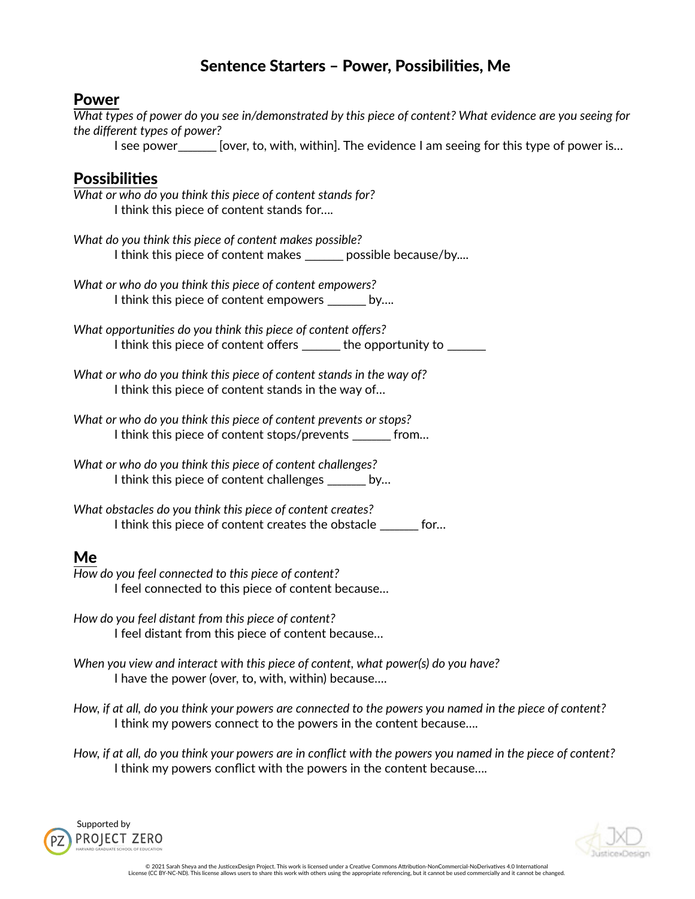# Sentence Starters – Power, Possibilities, Me

## Power

*What types of power do you see in/demonstrated by this piece of content? What evidence are you seeing for the different types of power?*

I see power______ [over, to, with, within]. The evidence I am seeing for this type of power is…

## Possibilities

*What or who do you think this piece of content stands for?*

I think this piece of content stands for….

*What do you think this piece of content makes possible?*

I think this piece of content makes ______ possible because/by….

*What or who do you think this piece of content empowers?*

I think this piece of content empowers ______ by….

*What opportunities do you think this piece of content offers?*

I think this piece of content offers ______ the opportunity to ______

*What or who do you think this piece of content stands in the way of?*

I think this piece of content stands in the way of…

*What or who do you think this piece of content prevents or stops?*

I think this piece of content stops/prevents ______ from…

*What or who do you think this piece of content challenges?*

I think this piece of content challenges ______ by…

*What obstacles do you think this piece of content creates?*

I think this piece of content creates the obstacle ______ for…

## Me

*How do you feel connected to this piece of content?*

I feel connected to this piece of content because…

*How do you feel distant from this piece of content?*

I feel distant from this piece of content because…

*When you view and interact with this piece of content, what power(s) do you have?*

I have the power (over, to, with, within) because….

*How, if at all, do you think your powers are connected to the powers you named in the piece of content?*

I think my powers connect to the powers in the content because….

*How, if at all, do you think your powers are in conflict with the powers you named in the piece of content?*

I think my powers conflict with the powers in the content because….

Supported by PROJECT ZERO HARVARD GRADUATE SCHOOL OF EDUCATION

JxD JusticexDesign

© 2021 Sarah Sheya and the JusticexDesign Project. This work is licensed under a Creative Commons Attribution-NonCommercial-NoDerivatives 4.0 International License (CC BY-NC-ND). This license allows users to share this work with others using the appropriate referencing, but it cannot be used commercially and it cannot be changed.